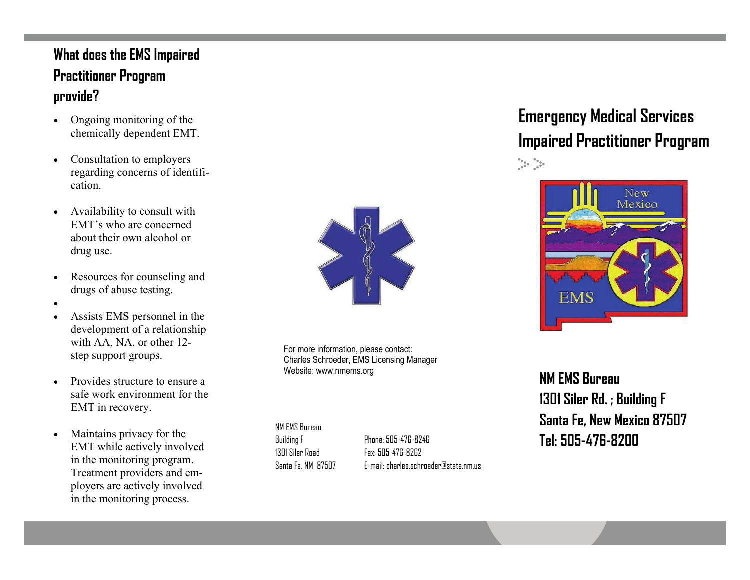## What does the EMS Impaired Practitioner Program provide?

- Ongoing monitoring of the chemically dependent EMT.
- Consultation to employers regarding concerns of identification.
- Availability to consult with EMT's who are concerned about their own alcohol or drug use.
- Resources for counseling and drugs of abuse testing.
- Assists EMS personnel in the development of a relationship with AA, NA, or other 12-step support groups.
- Provides structure to ensure a safe work environment for the EMT in recovery.
- Maintains privacy for the EMT while actively involved in the monitoring program. Treatment providers and employers are actively involved in the monitoring process.

For more information, please contact:
Charles Schroeder, EMS Licensing Manager
Website: www.nmems.org

NM EMS Bureau
Building F
1301 Siler Road
Santa Fe, NM 87507

Phone: 505-476-8246
Fax: 505-476-8262
E-mail: charles.schroeder@state.nm.us

# Emergency Medical Services Impaired Practitioner Program

**NM EMS Bureau**
**1301 Siler Rd. ; Building F**
**Santa Fe, New Mexico 87507**
**Tel: 505-476-8200**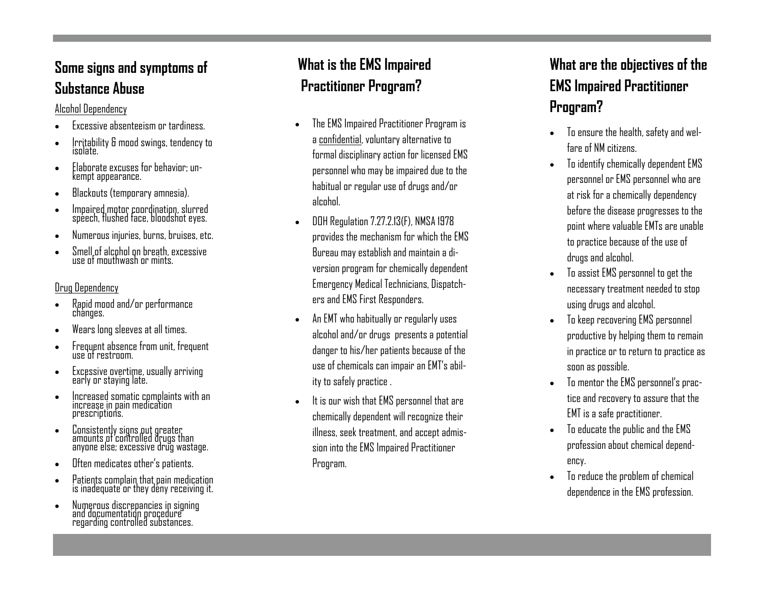## Some signs and symptoms of Substance Abuse

Alcohol Dependency

- Excessive absenteeism or tardiness.
- Irritability & mood swings, tendency to isolate.
- Elaborate excuses for behavior; unkempt appearance.
- Blackouts (temporary amnesia).
- Impaired motor coordination, slurred speech, flushed face, bloodshot eyes.
- Numerous injuries, burns, bruises, etc.
- Smell of alcohol on breath, excessive use of mouthwash or mints.

Drug Dependency

- Rapid mood and/or performance changes.
- Wears long sleeves at all times.
- Frequent absence from unit, frequent use of restroom.
- Excessive overtime, usually arriving early or staying late.
- Increased somatic complaints with an increase in pain medication prescriptions.
- Consistently signs out greater amounts of controlled drugs than anyone else; excessive drug wastage.
- Often medicates other's patients.
- Patients complain that pain medication is inadequate or they deny receiving it.
- Numerous discrepancies in signing and documentation procedure regarding controlled substances.

## What is the EMS Impaired Practitioner Program?

- The EMS Impaired Practitioner Program is a confidential, voluntary alternative to formal disciplinary action for licensed EMS personnel who may be impaired due to the habitual or regular use of drugs and/or alcohol.
- DOH Regulation 7.27.2.13(F), NMSA 1978 provides the mechanism for which the EMS Bureau may establish and maintain a diversion program for chemically dependent Emergency Medical Technicians, Dispatchers and EMS First Responders.
- An EMT who habitually or regularly uses alcohol and/or drugs presents a potential danger to his/her patients because of the use of chemicals can impair an EMT's ability to safely practice .
- It is our wish that EMS personnel that are chemically dependent will recognize their illness, seek treatment, and accept admission into the EMS Impaired Practitioner Program.

## What are the objectives of the EMS Impaired Practitioner Program?

- To ensure the health, safety and welfare of NM citizens.
- To identify chemically dependent EMS personnel or EMS personnel who are at risk for a chemically dependency before the disease progresses to the point where valuable EMTs are unable to practice because of the use of drugs and alcohol.
- To assist EMS personnel to get the necessary treatment needed to stop using drugs and alcohol.
- To keep recovering EMS personnel productive by helping them to remain in practice or to return to practice as soon as possible.
- To mentor the EMS personnel's practice and recovery to assure that the EMT is a safe practitioner.
- To educate the public and the EMS profession about chemical dependency.
- To reduce the problem of chemical dependence in the EMS profession.